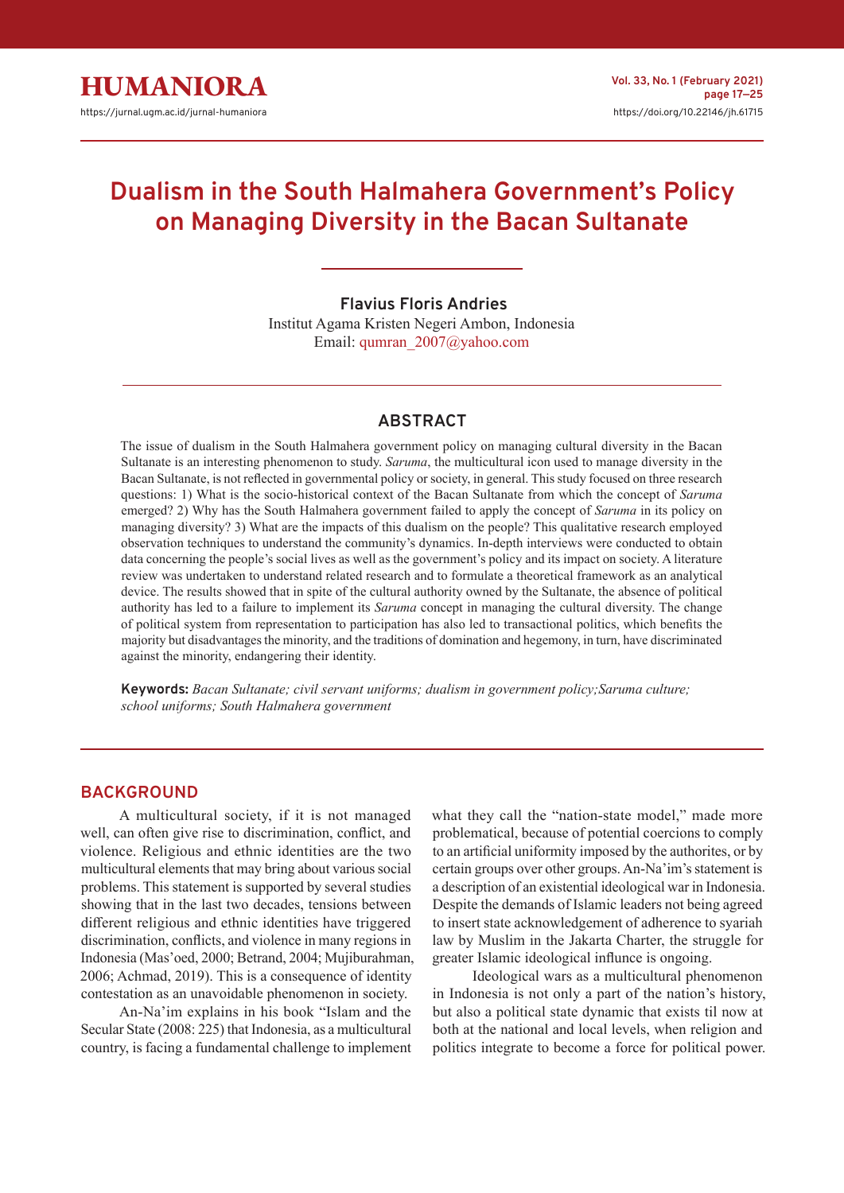# Dualism in the South Halmahera Government's Policy on Managing Diversity in the Bacan Sultanate

**Flavius Floris Andries**
Institut Agama Kristen Negeri Ambon, Indonesia
Email: qumran_2007@yahoo.com

## ABSTRACT

The issue of dualism in the South Halmahera government policy on managing cultural diversity in the Bacan Sultanate is an interesting phenomenon to study. *Saruma*, the multicultural icon used to manage diversity in the Bacan Sultanate, is not reflected in governmental policy or society, in general. This study focused on three research questions: 1) What is the socio-historical context of the Bacan Sultanate from which the concept of *Saruma* emerged? 2) Why has the South Halmahera government failed to apply the concept of *Saruma* in its policy on managing diversity? 3) What are the impacts of this dualism on the people? This qualitative research employed observation techniques to understand the community's dynamics. In-depth interviews were conducted to obtain data concerning the people's social lives as well as the government's policy and its impact on society. A literature review was undertaken to understand related research and to formulate a theoretical framework as an analytical device. The results showed that in spite of the cultural authority owned by the Sultanate, the absence of political authority has led to a failure to implement its *Saruma* concept in managing the cultural diversity. The change of political system from representation to participation has also led to transactional politics, which benefits the majority but disadvantages the minority, and the traditions of domination and hegemony, in turn, have discriminated against the minority, endangering their identity.

**Keywords:** *Bacan Sultanate; civil servant uniforms; dualism in government policy;Saruma culture; school uniforms; South Halmahera government*

## BACKGROUND

A multicultural society, if it is not managed well, can often give rise to discrimination, conflict, and violence. Religious and ethnic identities are the two multicultural elements that may bring about various social problems. This statement is supported by several studies showing that in the last two decades, tensions between different religious and ethnic identities have triggered discrimination, conflicts, and violence in many regions in Indonesia (Mas'oed, 2000; Betrand, 2004; Mujiburahman, 2006; Achmad, 2019). This is a consequence of identity contestation as an unavoidable phenomenon in society.

An-Na'im explains in his book "Islam and the Secular State (2008: 225) that Indonesia, as a multicultural country, is facing a fundamental challenge to implement what they call the "nation-state model," made more problematical, because of potential coercions to comply to an artificial uniformity imposed by the authorites, or by certain groups over other groups. An-Na'im's statement is a description of an existential ideological war in Indonesia. Despite the demands of Islamic leaders not being agreed to insert state acknowledgement of adherence to syariah law by Muslim in the Jakarta Charter, the struggle for greater Islamic ideological influence is ongoing.

Ideological wars as a multicultural phenomenon in Indonesia is not only a part of the nation's history, but also a political state dynamic that exists til now at both at the national and local levels, when religion and politics integrate to become a force for political power.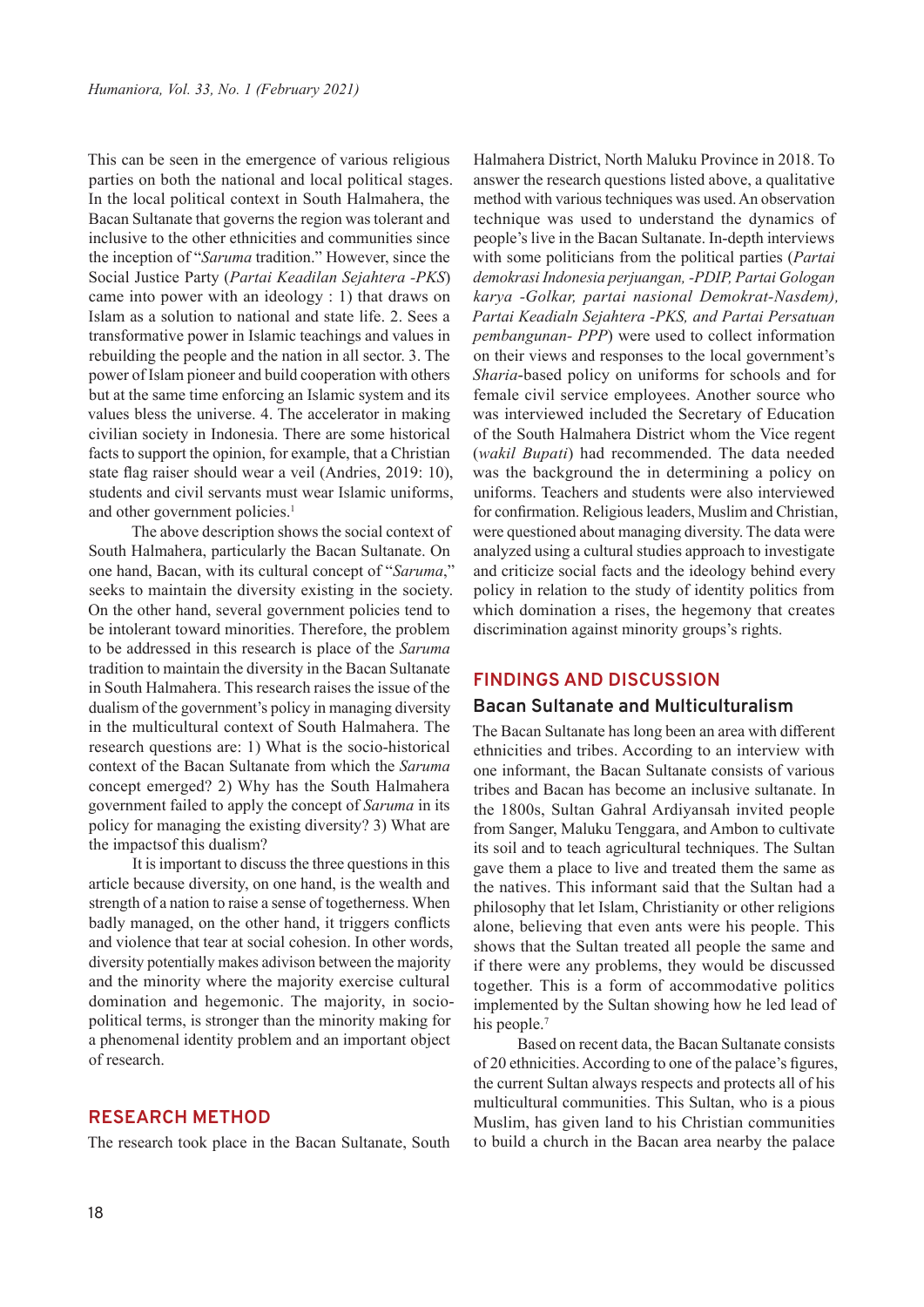This can be seen in the emergence of various religious parties on both the national and local political stages. In the local political context in South Halmahera, the Bacan Sultanate that governs the region was tolerant and inclusive to the other ethnicities and communities since the inception of "*Saruma* tradition." However, since the Social Justice Party (*Partai Keadilan Sejahtera -PKS*) came into power with an ideology : 1) that draws on Islam as a solution to national and state life. 2. Sees a transformative power in Islamic teachings and values in rebuilding the people and the nation in all sector. 3. The power of Islam pioneer and build cooperation with others but at the same time enforcing an Islamic system and its values bless the universe. 4. The accelerator in making civilian society in Indonesia. There are some historical facts to support the opinion, for example, that a Christian state flag raiser should wear a veil (Andries, 2019: 10), students and civil servants must wear Islamic uniforms, and other government policies.[1]

The above description shows the social context of South Halmahera, particularly the Bacan Sultanate. On one hand, Bacan, with its cultural concept of "*Saruma*," seeks to maintain the diversity existing in the society. On the other hand, several government policies tend to be intolerant toward minorities. Therefore, the problem to be addressed in this research is place of the *Saruma* tradition to maintain the diversity in the Bacan Sultanate in South Halmahera. This research raises the issue of the dualism of the government's policy in managing diversity in the multicultural context of South Halmahera. The research questions are: 1) What is the socio-historical context of the Bacan Sultanate from which the *Saruma* concept emerged? 2) Why has the South Halmahera government failed to apply the concept of *Saruma* in its policy for managing the existing diversity? 3) What are the impactsof this dualism?

It is important to discuss the three questions in this article because diversity, on one hand, is the wealth and strength of a nation to raise a sense of togetherness. When badly managed, on the other hand, it triggers conflicts and violence that tear at social cohesion. In other words, diversity potentially makes adivison between the majority and the minority where the majority exercise cultural domination and hegemonic. The majority, in socio-political terms, is stronger than the minority making for a phenomenal identity problem and an important object of research.

## RESEARCH METHOD

The research took place in the Bacan Sultanate, South Halmahera District, North Maluku Province in 2018. To answer the research questions listed above, a qualitative method with various techniques was used. An observation technique was used to understand the dynamics of people's live in the Bacan Sultanate. In-depth interviews with some politicians from the political parties (*Partai demokrasi Indonesia perjuangan, -PDIP, Partai Gologan karya -Golkar, partai nasional Demokrat-Nasdem), Partai Keadialn Sejahtera -PKS, and Partai Persatuan pembangunan- PPP*) were used to collect information on their views and responses to the local government's *Sharia*-based policy on uniforms for schools and for female civil service employees. Another source who was interviewed included the Secretary of Education of the South Halmahera District whom the Vice regent (*wakil Bupati*) had recommended. The data needed was the background the in determining a policy on uniforms. Teachers and students were also interviewed for confirmation. Religious leaders, Muslim and Christian, were questioned about managing diversity. The data were analyzed using a cultural studies approach to investigate and criticize social facts and the ideology behind every policy in relation to the study of identity politics from which domination a rises, the hegemony that creates discrimination against minority groups's rights.

## FINDINGS AND DISCUSSION

### Bacan Sultanate and Multiculturalism

The Bacan Sultanate has long been an area with different ethnicities and tribes. According to an interview with one informant, the Bacan Sultanate consists of various tribes and Bacan has become an inclusive sultanate. In the 1800s, Sultan Gahral Ardiyansah invited people from Sanger, Maluku Tenggara, and Ambon to cultivate its soil and to teach agricultural techniques. The Sultan gave them a place to live and treated them the same as the natives. This informant said that the Sultan had a philosophy that let Islam, Christianity or other religions alone, believing that even ants were his people. This shows that the Sultan treated all people the same and if there were any problems, they would be discussed together. This is a form of accommodative politics implemented by the Sultan showing how he led lead of his people.[7]

Based on recent data, the Bacan Sultanate consists of 20 ethnicities. According to one of the palace's figures, the current Sultan always respects and protects all of his multicultural communities. This Sultan, who is a pious Muslim, has given land to his Christian communities to build a church in the Bacan area nearby the palace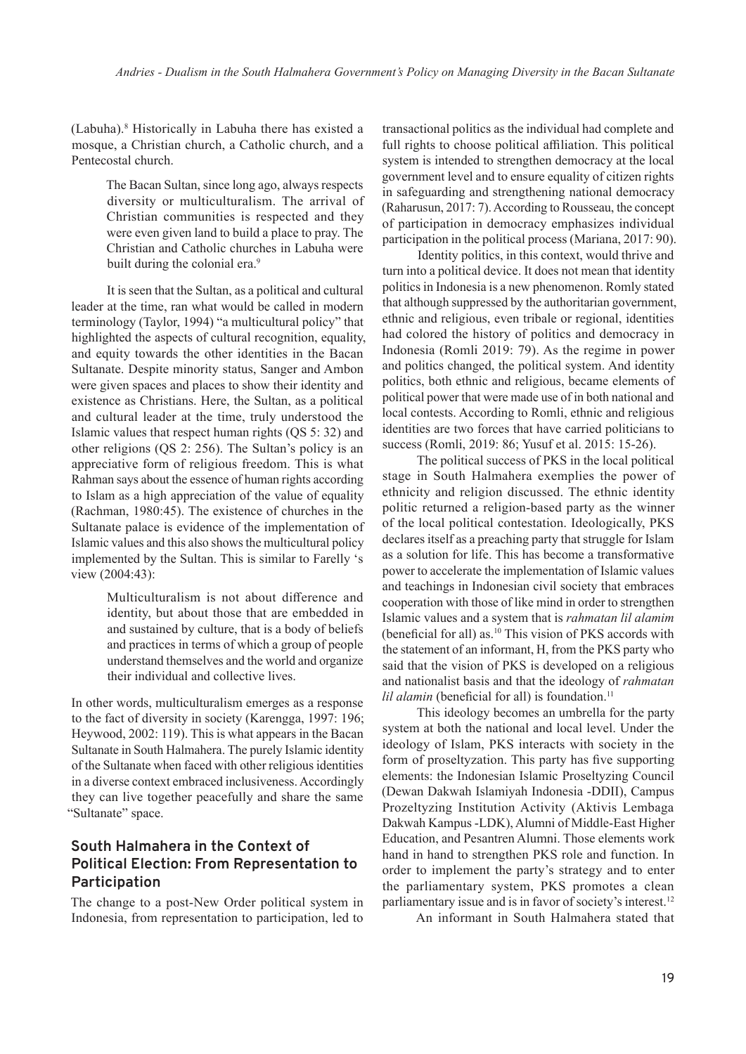(Labuha).[8] Historically in Labuha there has existed a mosque, a Christian church, a Catholic church, and a Pentecostal church.

> The Bacan Sultan, since long ago, always respects diversity or multiculturalism. The arrival of Christian communities is respected and they were even given land to build a place to pray. The Christian and Catholic churches in Labuha were built during the colonial era.[9]

It is seen that the Sultan, as a political and cultural leader at the time, ran what would be called in modern terminology (Taylor, 1994) "a multicultural policy" that highlighted the aspects of cultural recognition, equality, and equity towards the other identities in the Bacan Sultanate. Despite minority status, Sanger and Ambon were given spaces and places to show their identity and existence as Christians. Here, the Sultan, as a political and cultural leader at the time, truly understood the Islamic values that respect human rights (QS 5: 32) and other religions (QS 2: 256). The Sultan's policy is an appreciative form of religious freedom. This is what Rahman says about the essence of human rights according to Islam as a high appreciation of the value of equality (Rachman, 1980:45). The existence of churches in the Sultanate palace is evidence of the implementation of Islamic values and this also shows the multicultural policy implemented by the Sultan. This is similar to Farelly 's view (2004:43):

> Multiculturalism is not about difference and identity, but about those that are embedded in and sustained by culture, that is a body of beliefs and practices in terms of which a group of people understand themselves and the world and organize their individual and collective lives.

In other words, multiculturalism emerges as a response to the fact of diversity in society (Karengga, 1997: 196; Heywood, 2002: 119). This is what appears in the Bacan Sultanate in South Halmahera. The purely Islamic identity of the Sultanate when faced with other religious identities in a diverse context embraced inclusiveness. Accordingly they can live together peacefully and share the same "Sultanate" space.

## South Halmahera in the Context of Political Election: From Representation to Participation

The change to a post-New Order political system in Indonesia, from representation to participation, led to transactional politics as the individual had complete and full rights to choose political affiliation. This political system is intended to strengthen democracy at the local government level and to ensure equality of citizen rights in safeguarding and strengthening national democracy (Raharusun, 2017: 7). According to Rousseau, the concept of participation in democracy emphasizes individual participation in the political process (Mariana, 2017: 90).

Identity politics, in this context, would thrive and turn into a political device. It does not mean that identity politics in Indonesia is a new phenomenon. Romly stated that although suppressed by the authoritarian government, ethnic and religious, even tribale or regional, identities had colored the history of politics and democracy in Indonesia (Romli 2019: 79). As the regime in power and politics changed, the political system. And identity politics, both ethnic and religious, became elements of political power that were made use of in both national and local contests. According to Romli, ethnic and religious identities are two forces that have carried politicians to success (Romli, 2019: 86; Yusuf et al. 2015: 15-26).

The political success of PKS in the local political stage in South Halmahera exemplies the power of ethnicity and religion discussed. The ethnic identity politic returned a religion-based party as the winner of the local political contestation. Ideologically, PKS declares itself as a preaching party that struggle for Islam as a solution for life. This has become a transformative power to accelerate the implementation of Islamic values and teachings in Indonesian civil society that embraces cooperation with those of like mind in order to strengthen Islamic values and a system that is *rahmatan lil alamim* (beneficial for all) as.[10] This vision of PKS accords with the statement of an informant, H, from the PKS party who said that the vision of PKS is developed on a religious and nationalist basis and that the ideology of *rahmatan lil alamin* (beneficial for all) is foundation.[11]

This ideology becomes an umbrella for the party system at both the national and local level. Under the ideology of Islam, PKS interacts with society in the form of proseltyzation. This party has five supporting elements: the Indonesian Islamic Proseltyzing Council (Dewan Dakwah Islamiyah Indonesia -DDII), Campus Prozeltyzing Institution Activity (Aktivis Lembaga Dakwah Kampus -LDK), Alumni of Middle-East Higher Education, and Pesantren Alumni. Those elements work hand in hand to strengthen PKS role and function. In order to implement the party's strategy and to enter the parliamentary system, PKS promotes a clean parliamentary issue and is in favor of society's interest.[12]

An informant in South Halmahera stated that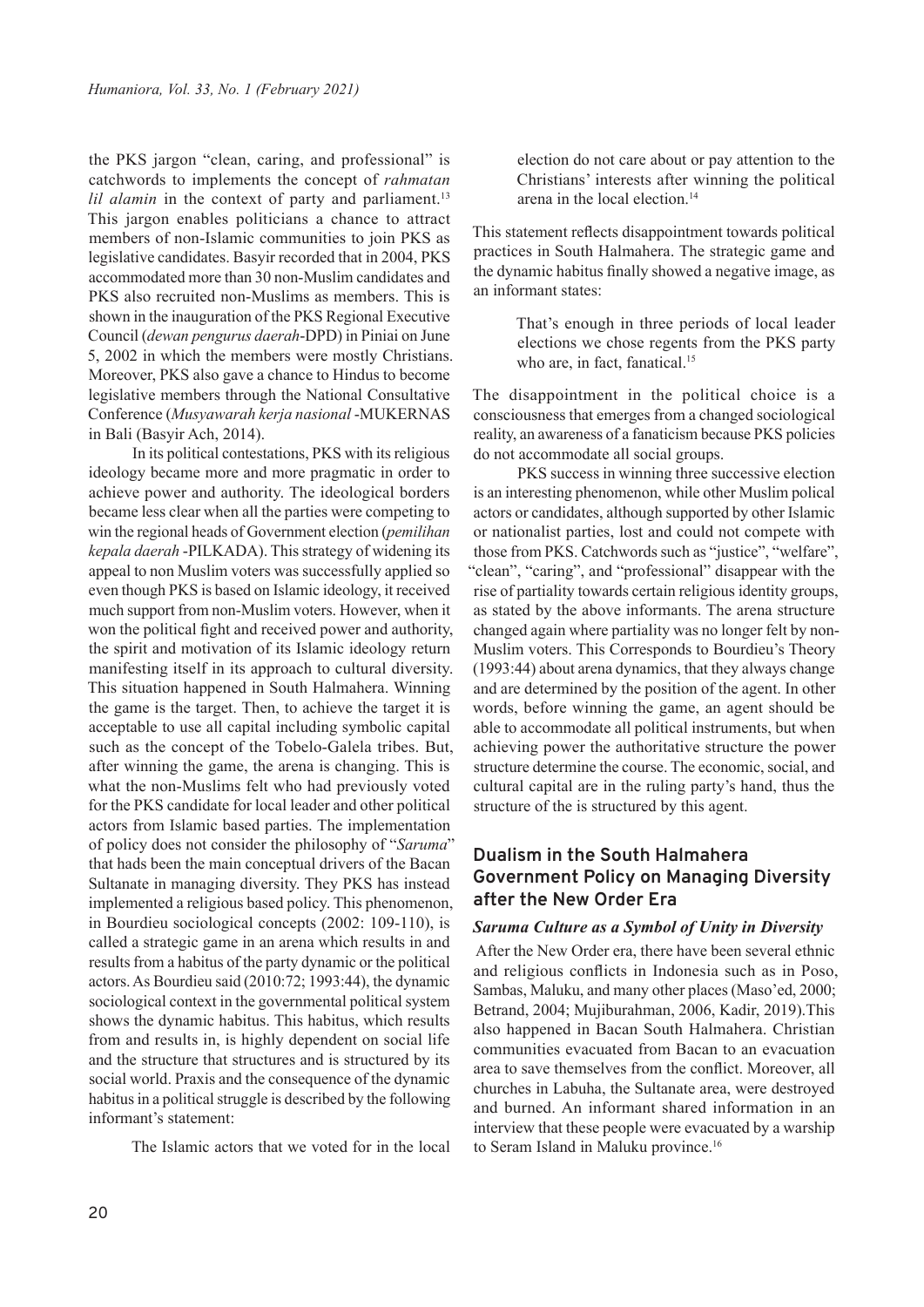the PKS jargon "clean, caring, and professional" is catchwords to implements the concept of *rahmatan lil alamin* in the context of party and parliament.[13] This jargon enables politicians a chance to attract members of non-Islamic communities to join PKS as legislative candidates. Basyir recorded that in 2004, PKS accommodated more than 30 non-Muslim candidates and PKS also recruited non-Muslims as members. This is shown in the inauguration of the PKS Regional Executive Council (*dewan pengurus daerah*-DPD) in Piniai on June 5, 2002 in which the members were mostly Christians. Moreover, PKS also gave a chance to Hindus to become legislative members through the National Consultative Conference (*Musyawarah kerja nasional* -MUKERNAS in Bali (Basyir Ach, 2014).

In its political contestations, PKS with its religious ideology became more and more pragmatic in order to achieve power and authority. The ideological borders became less clear when all the parties were competing to win the regional heads of Government election (*pemilihan kepala daerah* -PILKADA). This strategy of widening its appeal to non Muslim voters was successfully applied so even though PKS is based on Islamic ideology, it received much support from non-Muslim voters. However, when it won the political fight and received power and authority, the spirit and motivation of its Islamic ideology return manifesting itself in its approach to cultural diversity. This situation happened in South Halmahera. Winning the game is the target. Then, to achieve the target it is acceptable to use all capital including symbolic capital such as the concept of the Tobelo-Galela tribes. But, after winning the game, the arena is changing. This is what the non-Muslims felt who had previously voted for the PKS candidate for local leader and other political actors from Islamic based parties. The implementation of policy does not consider the philosophy of "*Saruma*" that hads been the main conceptual drivers of the Bacan Sultanate in managing diversity. They PKS has instead implemented a religious based policy. This phenomenon, in Bourdieu sociological concepts (2002: 109-110), is called a strategic game in an arena which results in and results from a habitus of the party dynamic or the political actors. As Bourdieu said (2010:72; 1993:44), the dynamic sociological context in the governmental political system shows the dynamic habitus. This habitus, which results from and results in, is highly dependent on social life and the structure that structures and is structured by its social world. Praxis and the consequence of the dynamic habitus in a political struggle is described by the following informant's statement:

> The Islamic actors that we voted for in the local election do not care about or pay attention to the Christians' interests after winning the political arena in the local election.[14]

This statement reflects disappointment towards political practices in South Halmahera. The strategic game and the dynamic habitus finally showed a negative image, as an informant states:

> That's enough in three periods of local leader elections we chose regents from the PKS party who are, in fact, fanatical.[15]

The disappointment in the political choice is a consciousness that emerges from a changed sociological reality, an awareness of a fanaticism because PKS policies do not accommodate all social groups.

PKS success in winning three successive election is an interesting phenomenon, while other Muslim polical actors or candidates, although supported by other Islamic or nationalist parties, lost and could not compete with those from PKS. Catchwords such as "justice", "welfare", "clean", "caring", and "professional" disappear with the rise of partiality towards certain religious identity groups, as stated by the above informants. The arena structure changed again where partiality was no longer felt by non-Muslim voters. This Corresponds to Bourdieu's Theory (1993:44) about arena dynamics, that they always change and are determined by the position of the agent. In other words, before winning the game, an agent should be able to accommodate all political instruments, but when achieving power the authoritative structure the power structure determine the course. The economic, social, and cultural capital are in the ruling party's hand, thus the structure of the is structured by this agent.

## Dualism in the South Halmahera Government Policy on Managing Diversity after the New Order Era

### *Saruma Culture as a Symbol of Unity in Diversity*

After the New Order era, there have been several ethnic and religious conflicts in Indonesia such as in Poso, Sambas, Maluku, and many other places (Maso'ed, 2000; Betrand, 2004; Mujiburahman, 2006, Kadir, 2019).This also happened in Bacan South Halmahera. Christian communities evacuated from Bacan to an evacuation area to save themselves from the conflict. Moreover, all churches in Labuha, the Sultanate area, were destroyed and burned. An informant shared information in an interview that these people were evacuated by a warship to Seram Island in Maluku province.[16]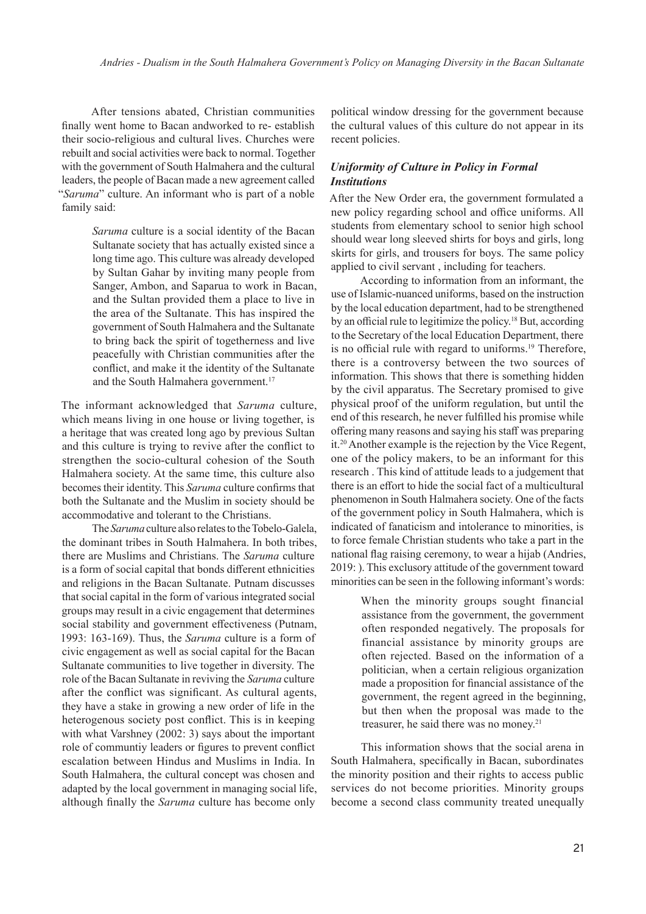After tensions abated, Christian communities finally went home to Bacan andworked to re- establish their socio-religious and cultural lives. Churches were rebuilt and social activities were back to normal. Together with the government of South Halmahera and the cultural leaders, the people of Bacan made a new agreement called "*Saruma*" culture. An informant who is part of a noble family said:

> *Saruma* culture is a social identity of the Bacan Sultanate society that has actually existed since a long time ago. This culture was already developed by Sultan Gahar by inviting many people from Sanger, Ambon, and Saparua to work in Bacan, and the Sultan provided them a place to live in the area of the Sultanate. This has inspired the government of South Halmahera and the Sultanate to bring back the spirit of togetherness and live peacefully with Christian communities after the conflict, and make it the identity of the Sultanate and the South Halmahera government.[17]

The informant acknowledged that *Saruma* culture, which means living in one house or living together, is a heritage that was created long ago by previous Sultan and this culture is trying to revive after the conflict to strengthen the socio-cultural cohesion of the South Halmahera society. At the same time, this culture also becomes their identity. This *Saruma* culture confirms that both the Sultanate and the Muslim in society should be accommodative and tolerant to the Christians.

The *Saruma* culture also relates to the Tobelo-Galela, the dominant tribes in South Halmahera. In both tribes, there are Muslims and Christians. The *Saruma* culture is a form of social capital that bonds different ethnicities and religions in the Bacan Sultanate. Putnam discusses that social capital in the form of various integrated social groups may result in a civic engagement that determines social stability and government effectiveness (Putnam, 1993: 163-169). Thus, the *Saruma* culture is a form of civic engagement as well as social capital for the Bacan Sultanate communities to live together in diversity. The role of the Bacan Sultanate in reviving the *Saruma* culture after the conflict was significant. As cultural agents, they have a stake in growing a new order of life in the heterogenous society post conflict. This is in keeping with what Varshney (2002: 3) says about the important role of communtiy leaders or figures to prevent conflict escalation between Hindus and Muslims in India. In South Halmahera, the cultural concept was chosen and adapted by the local government in managing social life, although finally the *Saruma* culture has become only political window dressing for the government because the cultural values of this culture do not appear in its recent policies.

### *Uniformity of Culture in Policy in Formal Institutions*

After the New Order era, the government formulated a new policy regarding school and office uniforms. All students from elementary school to senior high school should wear long sleeved shirts for boys and girls, long skirts for girls, and trousers for boys. The same policy applied to civil servant , including for teachers.

According to information from an informant, the use of Islamic-nuanced uniforms, based on the instruction by the local education department, had to be strengthened by an official rule to legitimize the policy.[18] But, according to the Secretary of the local Education Department, there is no official rule with regard to uniforms.[19] Therefore, there is a controversy between the two sources of information. This shows that there is something hidden by the civil apparatus. The Secretary promised to give physical proof of the uniform regulation, but until the end of this research, he never fulfilled his promise while offering many reasons and saying his staff was preparing it.[20] Another example is the rejection by the Vice Regent, one of the policy makers, to be an informant for this research . This kind of attitude leads to a judgement that there is an effort to hide the social fact of a multicultural phenomenon in South Halmahera society. One of the facts of the government policy in South Halmahera, which is indicated of fanaticism and intolerance to minorities, is to force female Christian students who take a part in the national flag raising ceremony, to wear a hijab (Andries, 2019: ). This exclusory attitude of the government toward minorities can be seen in the following informant's words:

> When the minority groups sought financial assistance from the government, the government often responded negatively. The proposals for financial assistance by minority groups are often rejected. Based on the information of a politician, when a certain religious organization made a proposition for financial assistance of the government, the regent agreed in the beginning, but then when the proposal was made to the treasurer, he said there was no money.[21]

This information shows that the social arena in South Halmahera, specifically in Bacan, subordinates the minority position and their rights to access public services do not become priorities. Minority groups become a second class community treated unequally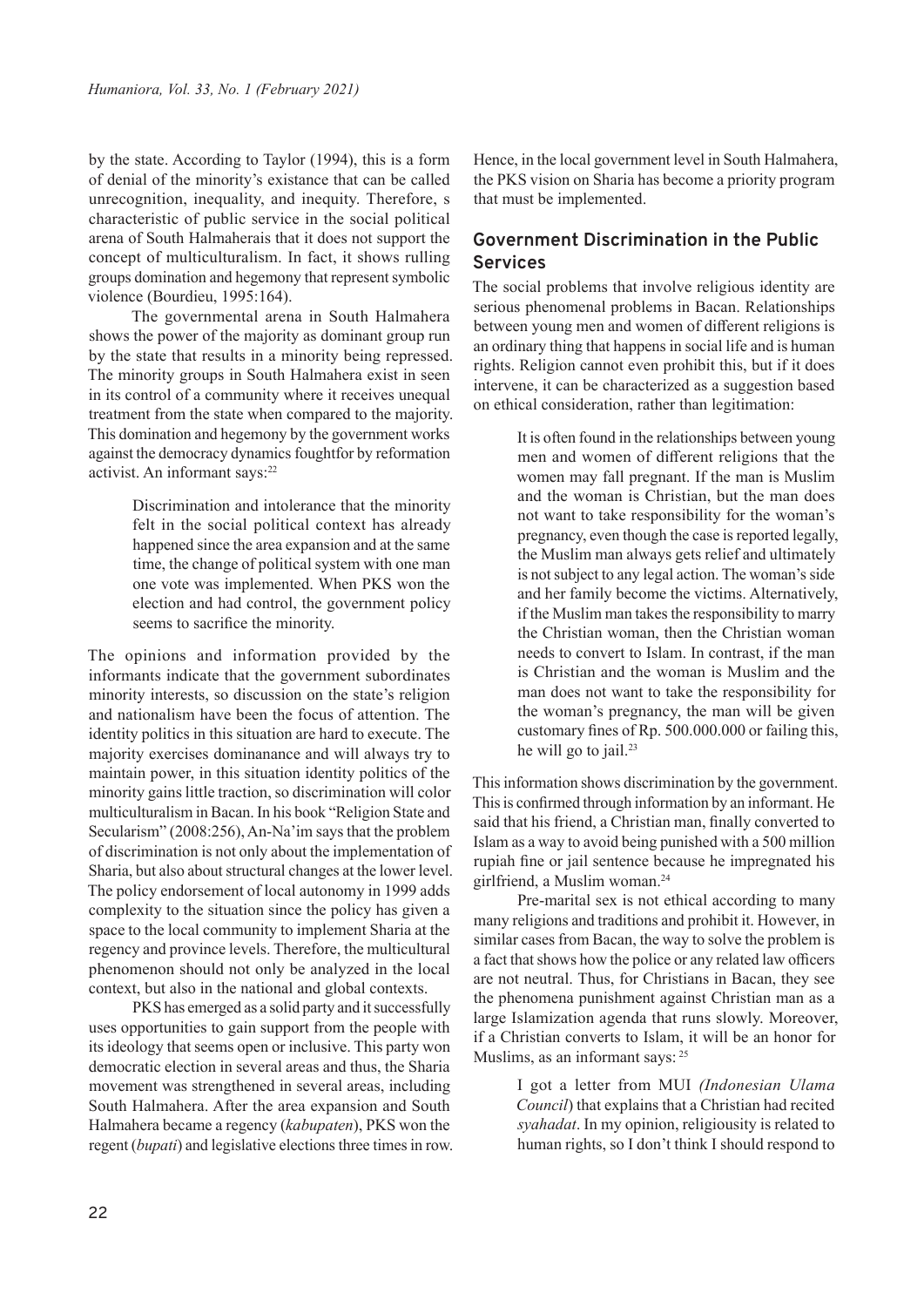by the state. According to Taylor (1994), this is a form of denial of the minority's existance that can be called unrecognition, inequality, and inequity. Therefore, s characteristic of public service in the social political arena of South Halmaherais that it does not support the concept of multiculturalism. In fact, it shows rulling groups domination and hegemony that represent symbolic violence (Bourdieu, 1995:164).

The governmental arena in South Halmahera shows the power of the majority as dominant group run by the state that results in a minority being repressed. The minority groups in South Halmahera exist in seen in its control of a community where it receives unequal treatment from the state when compared to the majority. This domination and hegemony by the government works against the democracy dynamics foughtfor by reformation activist. An informant says:[22]

> Discrimination and intolerance that the minority felt in the social political context has already happened since the area expansion and at the same time, the change of political system with one man one vote was implemented. When PKS won the election and had control, the government policy seems to sacrifice the minority.

The opinions and information provided by the informants indicate that the government subordinates minority interests, so discussion on the state's religion and nationalism have been the focus of attention. The identity politics in this situation are hard to execute. The majority exercises dominanance and will always try to maintain power, in this situation identity politics of the minority gains little traction, so discrimination will color multiculturalism in Bacan. In his book "Religion State and Secularism" (2008:256), An-Na'im says that the problem of discrimination is not only about the implementation of Sharia, but also about structural changes at the lower level. The policy endorsement of local autonomy in 1999 adds complexity to the situation since the policy has given a space to the local community to implement Sharia at the regency and province levels. Therefore, the multicultural phenomenon should not only be analyzed in the local context, but also in the national and global contexts.

PKS has emerged as a solid party and it successfully uses opportunities to gain support from the people with its ideology that seems open or inclusive. This party won democratic election in several areas and thus, the Sharia movement was strengthened in several areas, including South Halmahera. After the area expansion and South Halmahera became a regency (*kabupaten*), PKS won the regent (*bupati*) and legislative elections three times in row. Hence, in the local government level in South Halmahera, the PKS vision on Sharia has become a priority program that must be implemented.

## Government Discrimination in the Public Services

The social problems that involve religious identity are serious phenomenal problems in Bacan. Relationships between young men and women of different religions is an ordinary thing that happens in social life and is human rights. Religion cannot even prohibit this, but if it does intervene, it can be characterized as a suggestion based on ethical consideration, rather than legitimation:

> It is often found in the relationships between young men and women of different religions that the women may fall pregnant. If the man is Muslim and the woman is Christian, but the man does not want to take responsibility for the woman's pregnancy, even though the case is reported legally, the Muslim man always gets relief and ultimately is not subject to any legal action. The woman's side and her family become the victims. Alternatively, if the Muslim man takes the responsibility to marry the Christian woman, then the Christian woman needs to convert to Islam. In contrast, if the man is Christian and the woman is Muslim and the man does not want to take the responsibility for the woman's pregnancy, the man will be given customary fines of Rp. 500.000.000 or failing this, he will go to jail.[23]

This information shows discrimination by the government. This is confirmed through information by an informant. He said that his friend, a Christian man, finally converted to Islam as a way to avoid being punished with a 500 million rupiah fine or jail sentence because he impregnated his girlfriend, a Muslim woman.[24]

Pre-marital sex is not ethical according to many many religions and traditions and prohibit it. However, in similar cases from Bacan, the way to solve the problem is a fact that shows how the police or any related law officers are not neutral. Thus, for Christians in Bacan, they see the phenomena punishment against Christian man as a large Islamization agenda that runs slowly. Moreover, if a Christian converts to Islam, it will be an honor for Muslims, as an informant says: [25]

> I got a letter from MUI *(Indonesian Ulama Council*) that explains that a Christian had recited *syahadat*. In my opinion, religiousity is related to human rights, so I don't think I should respond to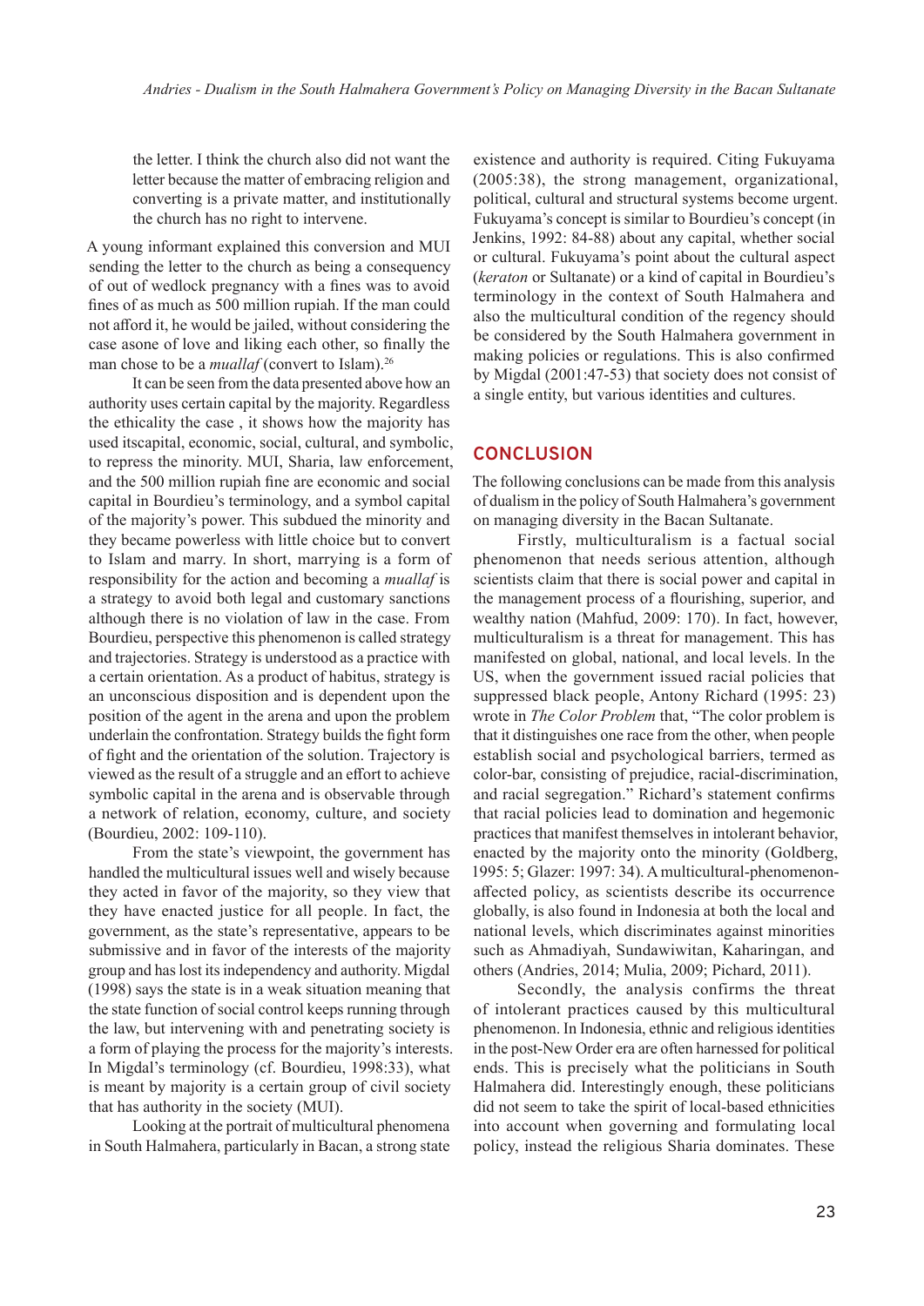the letter. I think the church also did not want the letter because the matter of embracing religion and converting is a private matter, and institutionally the church has no right to intervene.

A young informant explained this conversion and MUI sending the letter to the church as being a consequency of out of wedlock pregnancy with a fines was to avoid fines of as much as 500 million rupiah. If the man could not afford it, he would be jailed, without considering the case asone of love and liking each other, so finally the man chose to be a *muallaf* (convert to Islam).[26]

It can be seen from the data presented above how an authority uses certain capital by the majority. Regardless the ethicality the case , it shows how the majority has used itscapital, economic, social, cultural, and symbolic, to repress the minority. MUI, Sharia, law enforcement, and the 500 million rupiah fine are economic and social capital in Bourdieu's terminology, and a symbol capital of the majority's power. This subdued the minority and they became powerless with little choice but to convert to Islam and marry. In short, marrying is a form of responsibility for the action and becoming a *muallaf* is a strategy to avoid both legal and customary sanctions although there is no violation of law in the case. From Bourdieu, perspective this phenomenon is called strategy and trajectories. Strategy is understood as a practice with a certain orientation. As a product of habitus, strategy is an unconscious disposition and is dependent upon the position of the agent in the arena and upon the problem underlain the confrontation. Strategy builds the fight form of fight and the orientation of the solution. Trajectory is viewed as the result of a struggle and an effort to achieve symbolic capital in the arena and is observable through a network of relation, economy, culture, and society (Bourdieu, 2002: 109-110).

From the state's viewpoint, the government has handled the multicultural issues well and wisely because they acted in favor of the majority, so they view that they have enacted justice for all people. In fact, the government, as the state's representative, appears to be submissive and in favor of the interests of the majority group and has lost its independency and authority. Migdal (1998) says the state is in a weak situation meaning that the state function of social control keeps running through the law, but intervening with and penetrating society is a form of playing the process for the majority's interests. In Migdal's terminology (cf. Bourdieu, 1998:33), what is meant by majority is a certain group of civil society that has authority in the society (MUI).

Looking at the portrait of multicultural phenomena in South Halmahera, particularly in Bacan, a strong state existence and authority is required. Citing Fukuyama (2005:38), the strong management, organizational, political, cultural and structural systems become urgent. Fukuyama's concept is similar to Bourdieu's concept (in Jenkins, 1992: 84-88) about any capital, whether social or cultural. Fukuyama's point about the cultural aspect (*keraton* or Sultanate) or a kind of capital in Bourdieu's terminology in the context of South Halmahera and also the multicultural condition of the regency should be considered by the South Halmahera government in making policies or regulations. This is also confirmed by Migdal (2001:47-53) that society does not consist of a single entity, but various identities and cultures.

## CONCLUSION

The following conclusions can be made from this analysis of dualism in the policy of South Halmahera's government on managing diversity in the Bacan Sultanate.

Firstly, multiculturalism is a factual social phenomenon that needs serious attention, although scientists claim that there is social power and capital in the management process of a flourishing, superior, and wealthy nation (Mahfud, 2009: 170). In fact, however, multiculturalism is a threat for management. This has manifested on global, national, and local levels. In the US, when the government issued racial policies that suppressed black people, Antony Richard (1995: 23) wrote in *The Color Problem* that, "The color problem is that it distinguishes one race from the other, when people establish social and psychological barriers, termed as color-bar, consisting of prejudice, racial-discrimination, and racial segregation." Richard's statement confirms that racial policies lead to domination and hegemonic practices that manifest themselves in intolerant behavior, enacted by the majority onto the minority (Goldberg, 1995: 5; Glazer: 1997: 34). A multicultural-phenomenon-affected policy, as scientists describe its occurrence globally, is also found in Indonesia at both the local and national levels, which discriminates against minorities such as Ahmadiyah, Sundawiwitan, Kaharingan, and others (Andries, 2014; Mulia, 2009; Pichard, 2011).

Secondly, the analysis confirms the threat of intolerant practices caused by this multicultural phenomenon. In Indonesia, ethnic and religious identities in the post-New Order era are often harnessed for political ends. This is precisely what the politicians in South Halmahera did. Interestingly enough, these politicians did not seem to take the spirit of local-based ethnicities into account when governing and formulating local policy, instead the religious Sharia dominates. These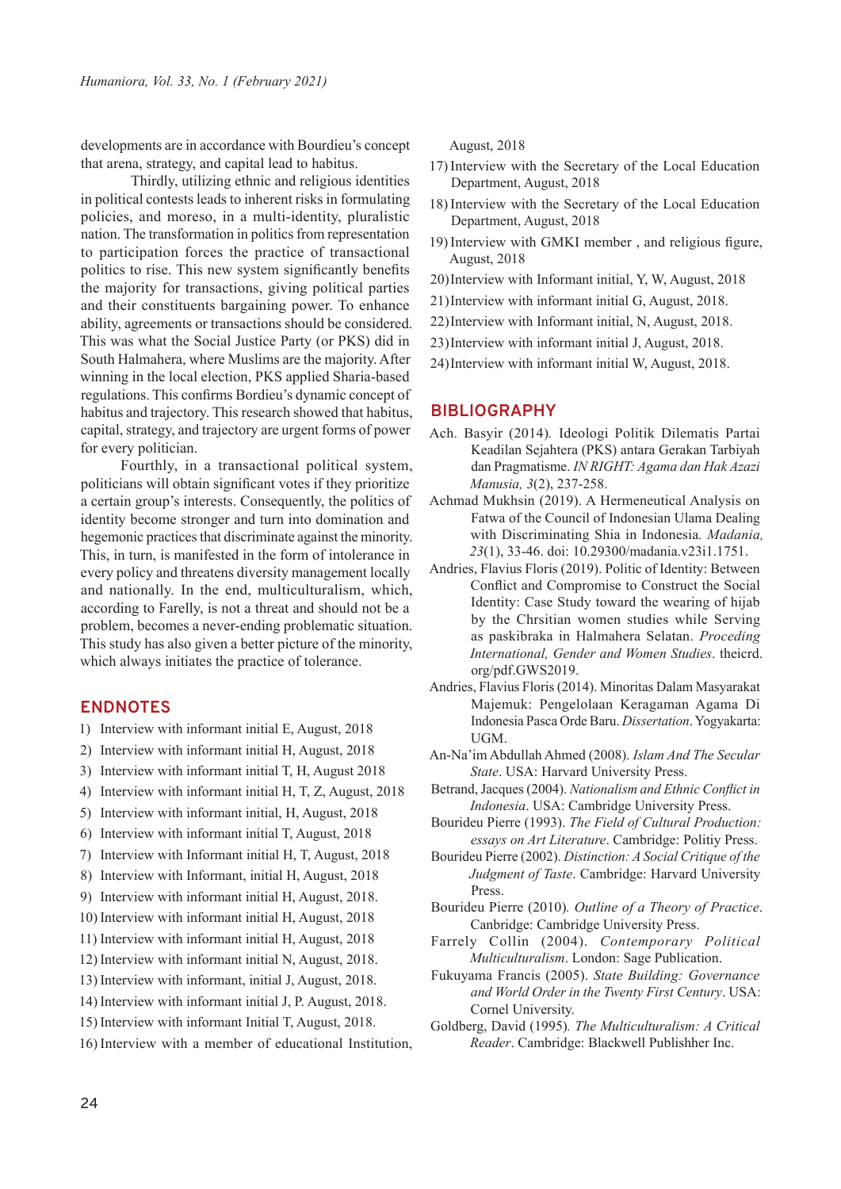developments are in accordance with Bourdieu's concept that arena, strategy, and capital lead to habitus.

Thirdly, utilizing ethnic and religious identities in political contests leads to inherent risks in formulating policies, and moreso, in a multi-identity, pluralistic nation. The transformation in politics from representation to participation forces the practice of transactional politics to rise. This new system significantly benefits the majority for transactions, giving political parties and their constituents bargaining power. To enhance ability, agreements or transactions should be considered. This was what the Social Justice Party (or PKS) did in South Halmahera, where Muslims are the majority. After winning in the local election, PKS applied Sharia-based regulations. This confirms Bordieu's dynamic concept of habitus and trajectory. This research showed that habitus, capital, strategy, and trajectory are urgent forms of power for every politician.

Fourthly, in a transactional political system, politicians will obtain significant votes if they prioritize a certain group's interests. Consequently, the politics of identity become stronger and turn into domination and hegemonic practices that discriminate against the minority. This, in turn, is manifested in the form of intolerance in every policy and threatens diversity management locally and nationally. In the end, multiculturalism, which, according to Farelly, is not a threat and should not be a problem, becomes a never-ending problematic situation. This study has also given a better picture of the minority, which always initiates the practice of tolerance.

## ENDNOTES

1) Interview with informant initial E, August, 2018
2) Interview with informant initial H, August, 2018
3) Interview with informant initial T, H, August 2018
4) Interview with informant initial H, T, Z, August, 2018
5) Interview with informant initial, H, August, 2018
6) Interview with informant initial T, August, 2018
7) Interview with Informant initial H, T, August, 2018
8) Interview with Informant, initial H, August, 2018
9) Interview with informant initial H, August, 2018.
10) Interview with informant initial H, August, 2018
11) Interview with informant initial H, August, 2018
12) Interview with informant initial N, August, 2018.
13) Interview with informant, initial J, August, 2018.
14) Interview with informant initial J, P. August, 2018.
15) Interview with informant Initial T, August, 2018.
16) Interview with a member of educational Institution, August, 2018
17) Interview with the Secretary of the Local Education Department, August, 2018
18) Interview with the Secretary of the Local Education Department, August, 2018
19) Interview with GMKI member , and religious figure, August, 2018
20) Interview with Informant initial, Y, W, August, 2018
21) Interview with informant initial G, August, 2018.
22) Interview with Informant initial, N, August, 2018.
23) Interview with informant initial J, August, 2018.
24) Interview with informant initial W, August, 2018.

## BIBLIOGRAPHY

Ach. Basyir (2014). Ideologi Politik Dilematis Partai Keadilan Sejahtera (PKS) antara Gerakan Tarbiyah dan Pragmatisme. *IN RIGHT: Agama dan Hak Azazi Manusia, 3*(2), 237-258.

Achmad Mukhsin (2019). A Hermeneutical Analysis on Fatwa of the Council of Indonesian Ulama Dealing with Discriminating Shia in Indonesia. *Madania, 23*(1), 33-46. doi: 10.29300/madania.v23i1.1751.

Andries, Flavius Floris (2019). Politic of Identity: Between Conflict and Compromise to Construct the Social Identity: Case Study toward the wearing of hijab by the Chrsitian women studies while Serving as paskibraka in Halmahera Selatan. *Proceding International, Gender and Women Studies*. theicrd.org/pdf.GWS2019.

Andries, Flavius Floris (2014). Minoritas Dalam Masyarakat Majemuk: Pengelolaan Keragaman Agama Di Indonesia Pasca Orde Baru. *Dissertation*. Yogyakarta: UGM.

An-Na'im Abdullah Ahmed (2008). *Islam And The Secular State*. USA: Harvard University Press.

Betrand, Jacques (2004). *Nationalism and Ethnic Conflict in Indonesia*. USA: Cambridge University Press.

Bourideu Pierre (1993). *The Field of Cultural Production: essays on Art Literature*. Cambridge: Politiy Press.

Bourideu Pierre (2002). *Distinction: A Social Critique of the Judgment of Taste*. Cambridge: Harvard University Press.

Bourideu Pierre (2010). *Outline of a Theory of Practice*. Canbridge: Cambridge University Press.

Farrely Collin (2004). *Contemporary Political Multiculturalism*. London: Sage Publication.

Fukuyama Francis (2005). *State Building: Governance and World Order in the Twenty First Century*. USA: Cornel University.

Goldberg, David (1995). *The Multiculturalism: A Critical Reader*. Cambridge: Blackwell Publishher Inc.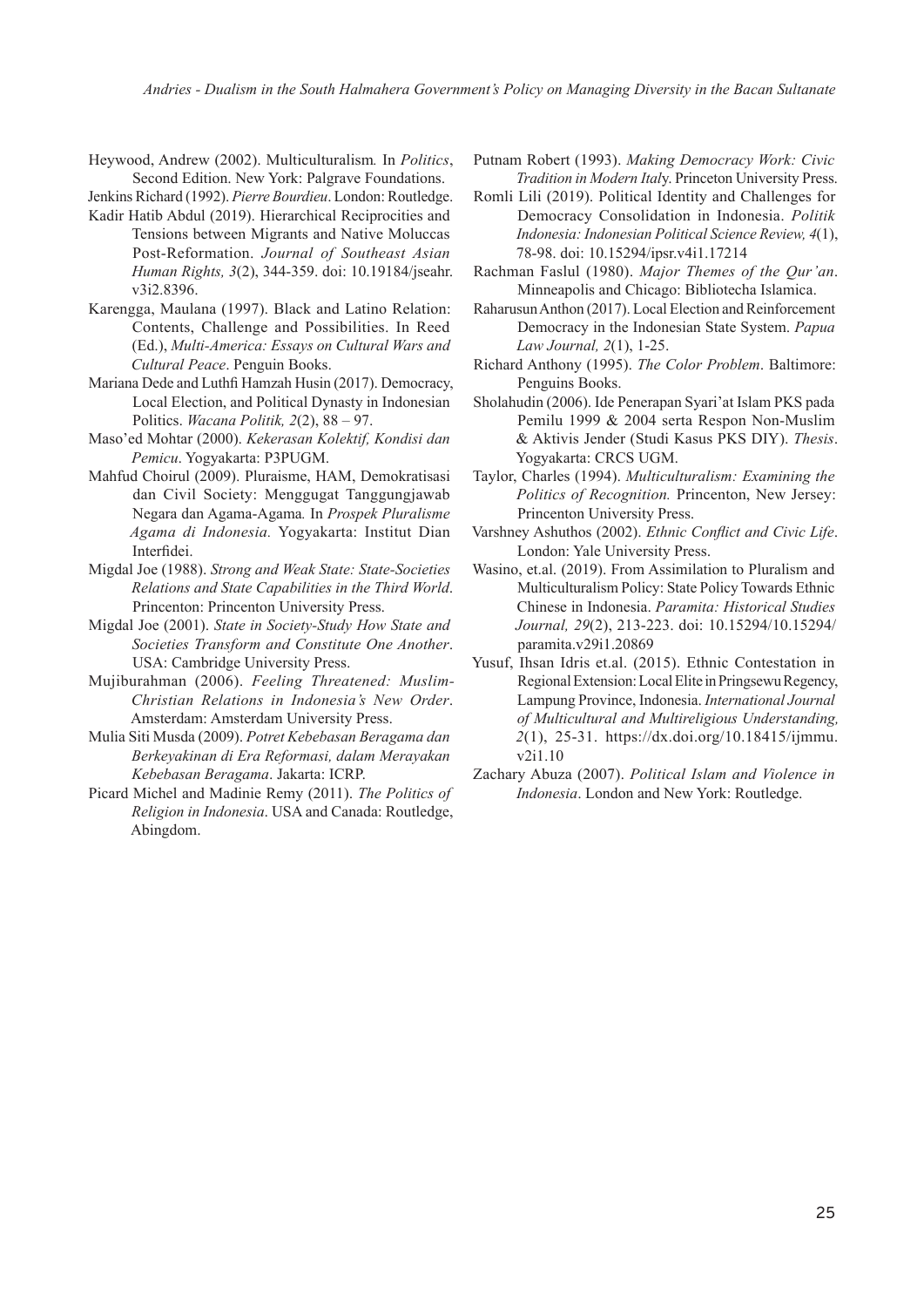Heywood, Andrew (2002). Multiculturalism. In *Politics*, Second Edition. New York: Palgrave Foundations.

Jenkins Richard (1992). *Pierre Bourdieu*. London: Routledge.

Kadir Hatib Abdul (2019). Hierarchical Reciprocities and Tensions between Migrants and Native Moluccas Post-Reformation. *Journal of Southeast Asian Human Rights, 3*(2), 344-359. doi: 10.19184/jseahr.v3i2.8396.

Karengga, Maulana (1997). Black and Latino Relation: Contents, Challenge and Possibilities. In Reed (Ed.), *Multi-America: Essays on Cultural Wars and Cultural Peace*. Penguin Books.

Mariana Dede and Luthfi Hamzah Husin (2017). Democracy, Local Election, and Political Dynasty in Indonesian Politics. *Wacana Politik, 2*(2), 88 – 97.

Maso'ed Mohtar (2000). *Kekerasan Kolektif, Kondisi dan Pemicu*. Yogyakarta: P3PUGM.

Mahfud Choirul (2009). Pluraisme, HAM, Demokratisasi dan Civil Society: Menggugat Tanggungjawab Negara dan Agama-Agama. In *Prospek Pluralisme Agama di Indonesia*. Yogyakarta: Institut Dian Interfidei.

Migdal Joe (1988). *Strong and Weak State: State-Societies Relations and State Capabilities in the Third World*. Princenton: Princenton University Press.

Migdal Joe (2001). *State in Society-Study How State and Societies Transform and Constitute One Another*. USA: Cambridge University Press.

Mujiburahman (2006). *Feeling Threatened: Muslim-Christian Relations in Indonesia's New Order*. Amsterdam: Amsterdam University Press.

Mulia Siti Musda (2009). *Potret Kebebasan Beragama dan Berkeyakinan di Era Reformasi, dalam Merayakan Kebebasan Beragama*. Jakarta: ICRP.

Picard Michel and Madinie Remy (2011). *The Politics of Religion in Indonesia*. USA and Canada: Routledge, Abingdom.

Putnam Robert (1993). *Making Democracy Work: Civic Tradition in Modern Italy*. Princeton University Press.

Romli Lili (2019). Political Identity and Challenges for Democracy Consolidation in Indonesia. *Politik Indonesia: Indonesian Political Science Review, 4*(1), 78-98. doi: 10.15294/ipsr.v4i1.17214

Rachman Faslul (1980). *Major Themes of the Qur'an*. Minneapolis and Chicago: Bibliotecha Islamica.

Raharusun Anthon (2017). Local Election and Reinforcement Democracy in the Indonesian State System. *Papua Law Journal, 2*(1), 1-25.

Richard Anthony (1995). *The Color Problem*. Baltimore: Penguins Books.

Sholahudin (2006). Ide Penerapan Syari'at Islam PKS pada Pemilu 1999 & 2004 serta Respon Non-Muslim & Aktivis Jender (Studi Kasus PKS DIY). *Thesis*. Yogyakarta: CRCS UGM.

Taylor, Charles (1994). *Multiculturalism: Examining the Politics of Recognition.* Princenton, New Jersey: Princenton University Press.

Varshney Ashuthos (2002). *Ethnic Conflict and Civic Life*. London: Yale University Press.

Wasino, et.al. (2019). From Assimilation to Pluralism and Multiculturalism Policy: State Policy Towards Ethnic Chinese in Indonesia. *Paramita: Historical Studies Journal, 29*(2), 213-223. doi: 10.15294/10.15294/paramita.v29i1.20869

Yusuf, Ihsan Idris et.al. (2015). Ethnic Contestation in Regional Extension: Local Elite in Pringsewu Regency, Lampung Province, Indonesia. *International Journal of Multicultural and Multireligious Understanding, 2*(1), 25-31. https://dx.doi.org/10.18415/ijmmu.v2i1.10

Zachary Abuza (2007). *Political Islam and Violence in Indonesia*. London and New York: Routledge.